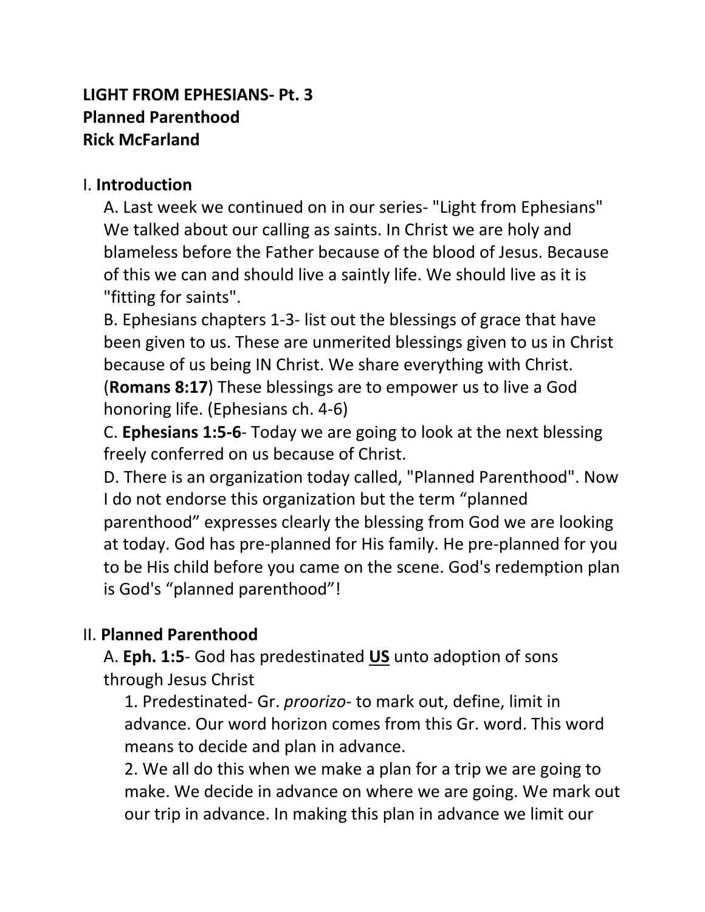**LIGHT FROM EPHESIANS- Pt. 3**
**Planned Parenthood**
**Rick McFarland**

I. **Introduction**

A. Last week we continued on in our series- "Light from Ephesians" We talked about our calling as saints. In Christ we are holy and blameless before the Father because of the blood of Jesus. Because of this we can and should live a saintly life. We should live as it is "fitting for saints".

B. Ephesians chapters 1-3- list out the blessings of grace that have been given to us. These are unmerited blessings given to us in Christ because of us being IN Christ. We share everything with Christ. (**Romans 8:17**) These blessings are to empower us to live a God honoring life. (Ephesians ch. 4-6)

C. **Ephesians 1:5-6**- Today we are going to look at the next blessing freely conferred on us because of Christ.

D. There is an organization today called, "Planned Parenthood". Now I do not endorse this organization but the term "planned parenthood" expresses clearly the blessing from God we are looking at today. God has pre-planned for His family. He pre-planned for you to be His child before you came on the scene. God's redemption plan is God's "planned parenthood"!

II. **Planned Parenthood**

A. **Eph. 1:5**- God has predestinated <u>**US**</u> unto adoption of sons through Jesus Christ

1. Predestinated- Gr. *proorizo*- to mark out, define, limit in advance. Our word horizon comes from this Gr. word. This word means to decide and plan in advance.

2. We all do this when we make a plan for a trip we are going to make. We decide in advance on where we are going. We mark out our trip in advance. In making this plan in advance we limit our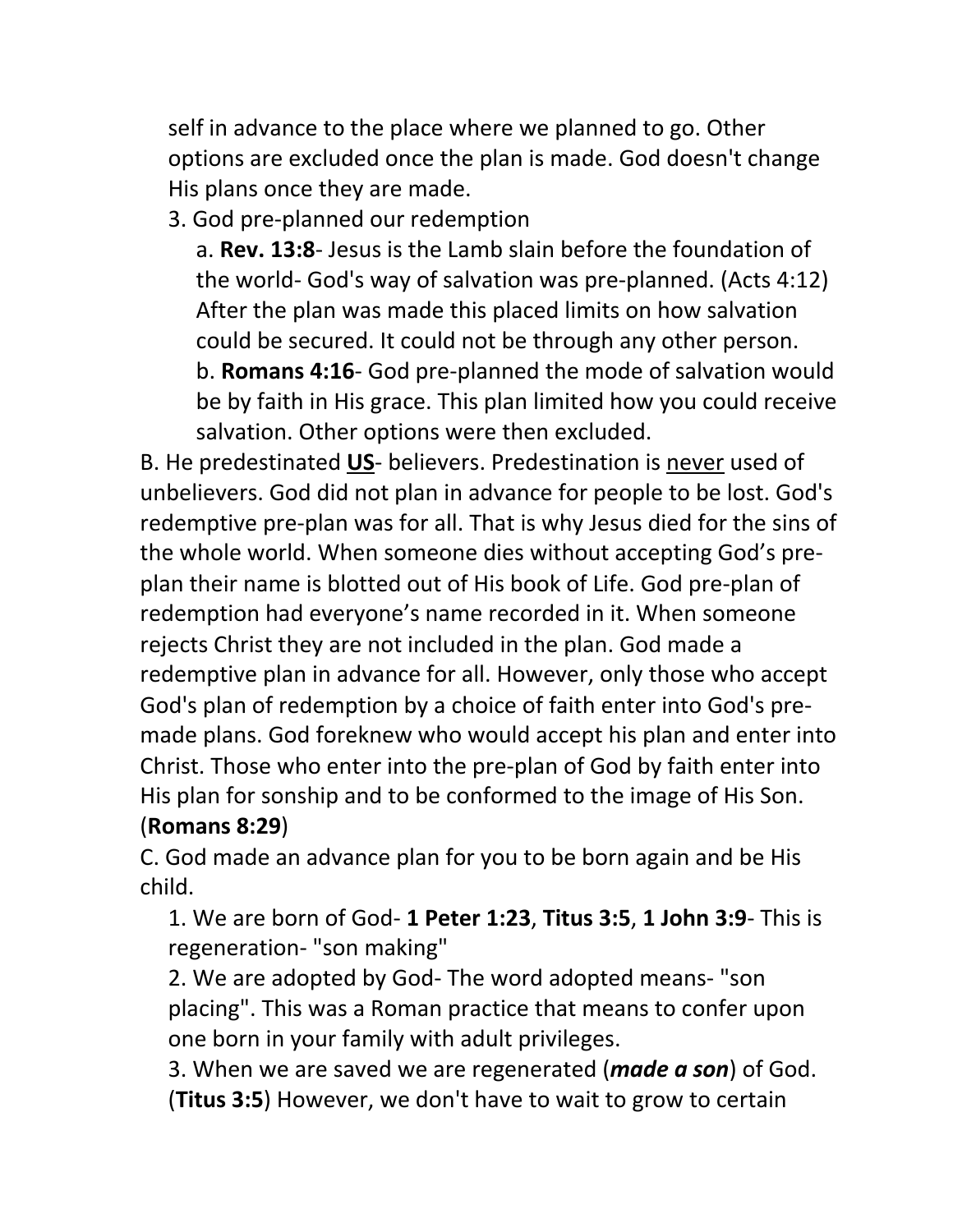self in advance to the place where we planned to go. Other options are excluded once the plan is made. God doesn't change His plans once they are made.

3. God pre-planned our redemption

a. **Rev. 13:8**- Jesus is the Lamb slain before the foundation of the world- God's way of salvation was pre-planned. (Acts 4:12) After the plan was made this placed limits on how salvation could be secured. It could not be through any other person.

b. **Romans 4:16**- God pre-planned the mode of salvation would be by faith in His grace. This plan limited how you could receive salvation. Other options were then excluded.

B. He predestinated <u>**US**</u>- believers. Predestination is <u>never</u> used of unbelievers. God did not plan in advance for people to be lost. God's redemptive pre-plan was for all. That is why Jesus died for the sins of the whole world. When someone dies without accepting God's pre-plan their name is blotted out of His book of Life. God pre-plan of redemption had everyone's name recorded in it. When someone rejects Christ they are not included in the plan. God made a redemptive plan in advance for all. However, only those who accept God's plan of redemption by a choice of faith enter into God's pre-made plans. God foreknew who would accept his plan and enter into Christ. Those who enter into the pre-plan of God by faith enter into His plan for sonship and to be conformed to the image of His Son. (**Romans 8:29**)

C. God made an advance plan for you to be born again and be His child.

1. We are born of God- **1 Peter 1:23**, **Titus 3:5**, **1 John 3:9**- This is regeneration- "son making"

2. We are adopted by God- The word adopted means- "son placing". This was a Roman practice that means to confer upon one born in your family with adult privileges.

3. When we are saved we are regenerated (***made a son***) of God. (**Titus 3:5**) However, we don't have to wait to grow to certain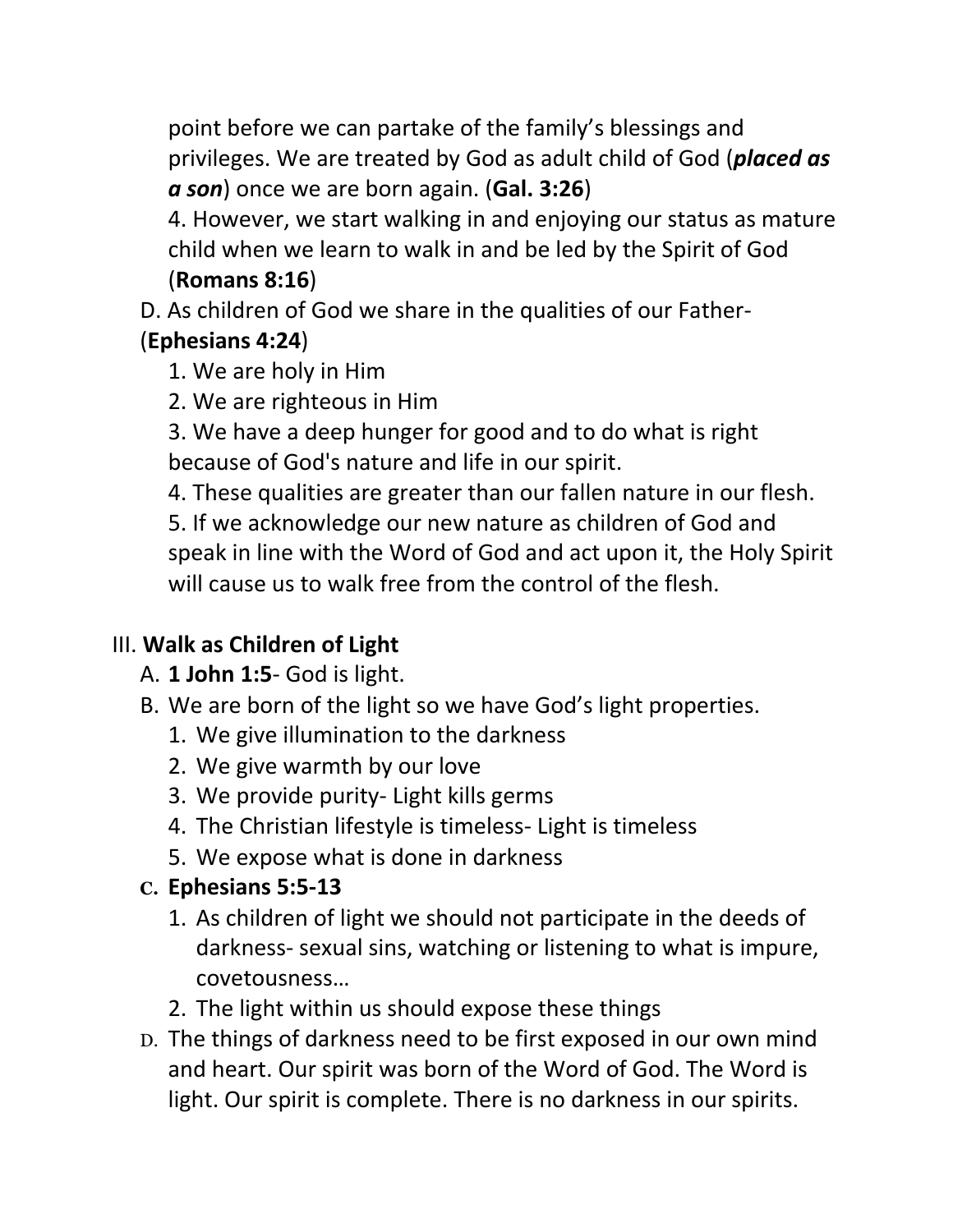point before we can partake of the family's blessings and privileges. We are treated by God as adult child of God (***placed as a son***) once we are born again. (**Gal. 3:26**)

4. However, we start walking in and enjoying our status as mature child when we learn to walk in and be led by the Spirit of God (**Romans 8:16**)

D. As children of God we share in the qualities of our Father- (**Ephesians 4:24**)

1. We are holy in Him
2. We are righteous in Him
3. We have a deep hunger for good and to do what is right because of God's nature and life in our spirit.
4. These qualities are greater than our fallen nature in our flesh.
5. If we acknowledge our new nature as children of God and speak in line with the Word of God and act upon it, the Holy Spirit will cause us to walk free from the control of the flesh.

III. **Walk as Children of Light**

A. **1 John 1:5**- God is light.

B. We are born of the light so we have God's light properties.

1. We give illumination to the darkness
2. We give warmth by our love
3. We provide purity- Light kills germs
4. The Christian lifestyle is timeless- Light is timeless
5. We expose what is done in darkness

C. **Ephesians 5:5-13**

1. As children of light we should not participate in the deeds of darkness- sexual sins, watching or listening to what is impure, covetousness…
2. The light within us should expose these things

D. The things of darkness need to be first exposed in our own mind and heart. Our spirit was born of the Word of God. The Word is light. Our spirit is complete. There is no darkness in our spirits.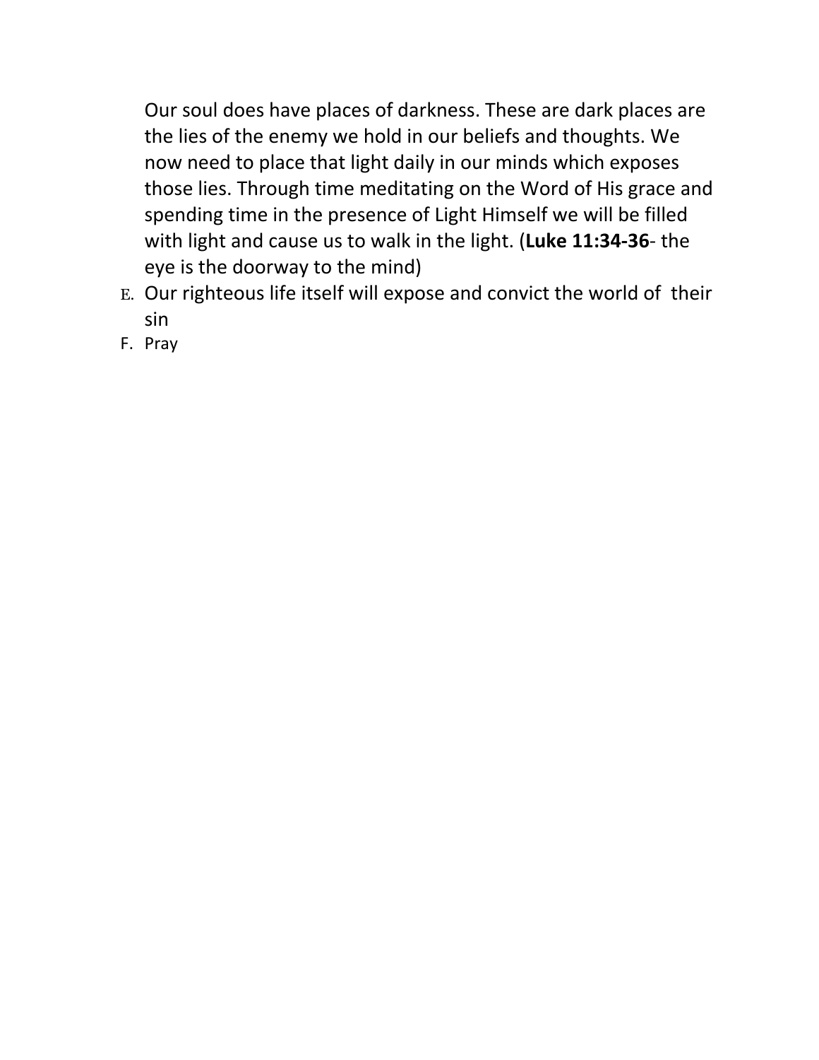Our soul does have places of darkness. These are dark places are the lies of the enemy we hold in our beliefs and thoughts. We now need to place that light daily in our minds which exposes those lies. Through time meditating on the Word of His grace and spending time in the presence of Light Himself we will be filled with light and cause us to walk in the light. (**Luke 11:34-36**- the eye is the doorway to the mind)

E. Our righteous life itself will expose and convict the world of their sin
F. Pray